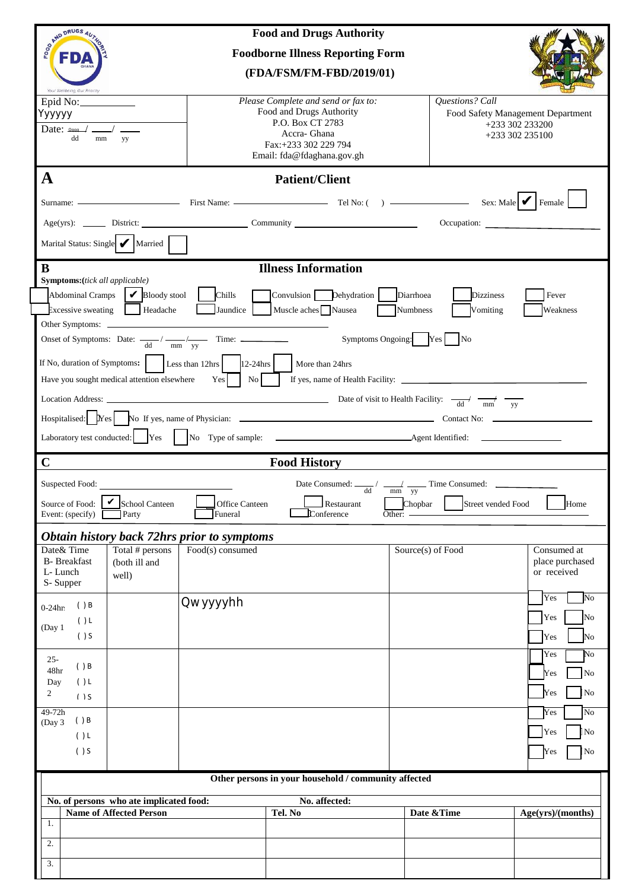# Food and Drugs Authority

## Foodborne Illness Reporting Form

## (FDA/FSM/FM-FBD/2019/01)

| Epid No: ________ Yyyyyy Date: ____ / ____ / ____ (dd mm yy) | *Please Complete and send or fax to:* Food and Drugs Authority P.O. Box CT 2783 Accra- Ghana Fax:+233 302 229 794 Email: fda@fdaghana.gov.gh | *Questions? Call* Food Safety Management Department +233 302 233200 +233 302 235100 |
|---|---|---|

## A Patient/Client

Surname: ____________ First Name: ____________ Tel No: ( ) ____________ Sex: Male ☑ Female ☐

Age(yrs): ______ District: ____________ Community ____________ Occupation: ____________

Marital Status: Single ☑ Married ☐

## B Illness Information

**Symptoms:**(*tick all applicable*)

☐ Abdominal Cramps ☑ Bloody stool ☐ Chills ☐ Convulsion ☐ Dehydration ☐ Diarrhoea ☐ Dizziness ☐ Fever

☐ Excessive sweating ☐ Headache ☐ Jaundice ☐ Muscle aches ☐ Nausea ☐ Numbness ☐ Vomiting ☐ Weakness

Other Symptoms: ____________

Onset of Symptoms: Date: ____ / ____ / ____ (dd mm yy) Time: ________ Symptoms Ongoing: ☐ Yes ☐ No

If No, duration of Symptoms: ☐ Less than 12hrs ☐ 12-24hrs ☐ More than 24hrs

Have you sought medical attention elsewhere Yes ☐ No ☐ If yes, name of Health Facility: ____________

Location Address: ____________ Date of visit to Health Facility: ____ / ____ / ____ (dd mm yy)

Hospitalised: ☐ Yes ☐ No If yes, name of Physician: ____________ Contact No: ____________

Laboratory test conducted: ☐ Yes ☐ No Type of sample: ____________ Agent Identified: ____________

## C Food History

Suspected Food: ____________ Date Consumed: ____ / ____ / ____ (dd mm yy) Time Consumed: ____________

Source of Food: ☑ School Canteen ☐ Office Canteen ☐ Restaurant ☐ Chopbar ☐ Street vended Food ☐ Home

Event: (specify) ☐ Party ☐ Funeral ☐ Conference Other: ____________

### *Obtain history back 72hrs prior to symptoms*

| Date& Time B- Breakfast L- Lunch S- Supper | | Total # persons (both ill and well) | Food(s) consumed | Source(s) of Food | Consumed at place purchased or received |
|---|---|---|---|---|---|
| 0-24hr (Day 1 | ( ) B | | Qwyyyyhh | | ☐ Yes ☐ No |
| | ( ) L | | | | ☐ Yes ☐ No |
| | ( ) S | | | | ☐ Yes ☐ No |
| 25-48hr Day 2 | ( ) B | | | | ☐ Yes ☐ No |
| | ( ) L | | | | ☐ Yes ☐ No |
| | ( ) S | | | | ☐ Yes ☐ No |
| 49-72h (Day 3 | ( ) B | | | | ☐ Yes ☐ No |
| | ( ) L | | | | ☐ Yes ☐ No |
| | ( ) S | | | | ☐ Yes ☐ No |

**Other persons in your household / community affected**

**No. of persons who ate implicated food:** ____ **No. affected:** ____

| | Name of Affected Person | Tel. No | Date &Time | Age(yrs)/(months) |
|---|---|---|---|---|
| 1. | | | | |
| 2. | | | | |
| 3. | | | | |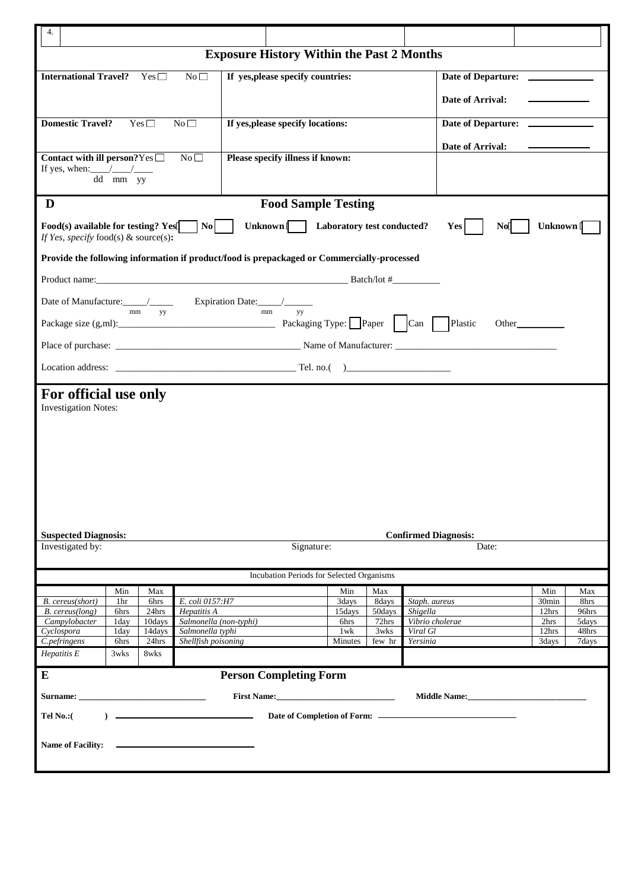| 4. | | | | |
|---|---|---|---|---|

## Exposure History Within the Past 2 Months

| | | | |
|---|---|---|---|
| **International Travel?** Yes ☐ No ☐ | **If yes,please specify countries:** | **Date of Departure:** ____________ **Date of Arrival:** ____________ | |
| **Domestic Travel?** Yes ☐ No ☐ | **If yes,please specify locations:** | **Date of Departure:** ____________ **Date of Arrival:** ____________ | |
| **Contact with ill person?** Yes ☐ No ☐ If yes, when:____/____/____ dd mm yy | **Please specify illness if known:** | | |

## D Food Sample Testing

**Food(s) available for testing? Yes** ☐ **No** ☐ **Unknown** ☐ **Laboratory test conducted? Yes** ☐ **No** ☐ **Unknown** ☐

***If Yes, specify*** **food(s) & source(s):**

**Provide the following information if product/food is prepackaged or Commercially-processed**

Product name:_______________________________________________ Batch/lot #__________

Date of Manufacture:_____/_____ Expiration Date:_____/______
mm yy mm yy

Package size (g,ml):_____________________________ Packaging Type: ☐ Paper ☐ Can ☐ Plastic Other__________

Place of purchase: ___________________________________ Name of Manufacturer: ________________________________

Location address: ___________________________________ Tel. no.( )_____________________

## For official use only

Investigation Notes:

**Suspected Diagnosis:** **Confirmed Diagnosis:**

Investigated by: Signature: Date:

| Incubation Periods for Selected Organisms | | | | | | | | |
|---|---|---|---|---|---|---|---|---|
| | Min | Max | | Min | Max | | Min | Max |
| *B. cereus(short)* | 1hr | 6hrs | *E. coli 0157:H7* | 3days | 8days | *Staph. aureus* | 30min | 8hrs |
| *B. cereus(long)* | 6hrs | 24hrs | *Hepatitis A* | 15days | 50days | *Shigella* | 12hrs | 96hrs |
| *Campylobacter* | 1day | 10days | *Salmonella (non-typhi)* | 6hrs | 72hrs | *Vibrio cholerae* | 2hrs | 5days |
| *Cyclospora* | 1day | 14days | *Salmonella typhi* | 1wk | 3wks | *Viral Gl* | 12hrs | 48hrs |
| *C.pefringens* | 6hrs | 24hrs | *Shellfish poisoning* | Minutes | few hr | *Yersinia* | 3days | 7days |
| *Hepatitis E* | 3wks | 8wks | | | | | | |

## E Person Completing Form

**Surname:** ____________________________ **First Name:**___________________________ **Middle Name:**___________________________

**Tel No.:(** **)** ____________________________ **Date of Completion of Form:** ________________________________

**Name of Facility:** ____________________________